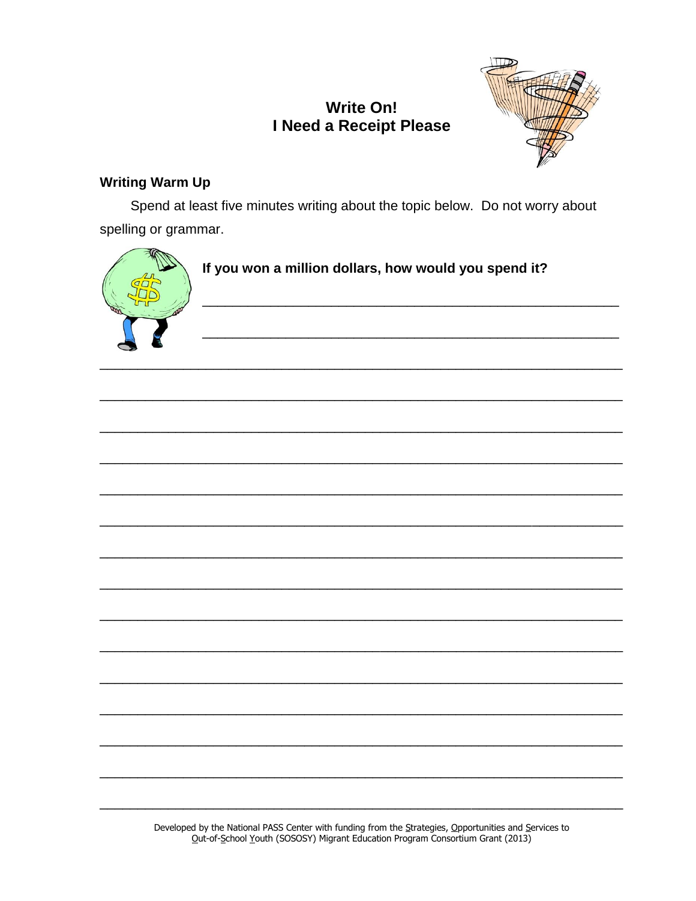# Write On!
# I Need a Receipt Please

## Writing Warm Up

Spend at least five minutes writing about the topic below. Do not worry about spelling or grammar.

**If you won a million dollars, how would you spend it?**

___________________________________________________________

___________________________________________________________

___________________________________________________________

___________________________________________________________

___________________________________________________________

___________________________________________________________

___________________________________________________________

___________________________________________________________

___________________________________________________________

___________________________________________________________

___________________________________________________________

___________________________________________________________

___________________________________________________________

___________________________________________________________

___________________________________________________________

___________________________________________________________

___________________________________________________________

Developed by the National PASS Center with funding from the Strategies, Opportunities and Services to Out-of-School Youth (SOSOSY) Migrant Education Program Consortium Grant (2013)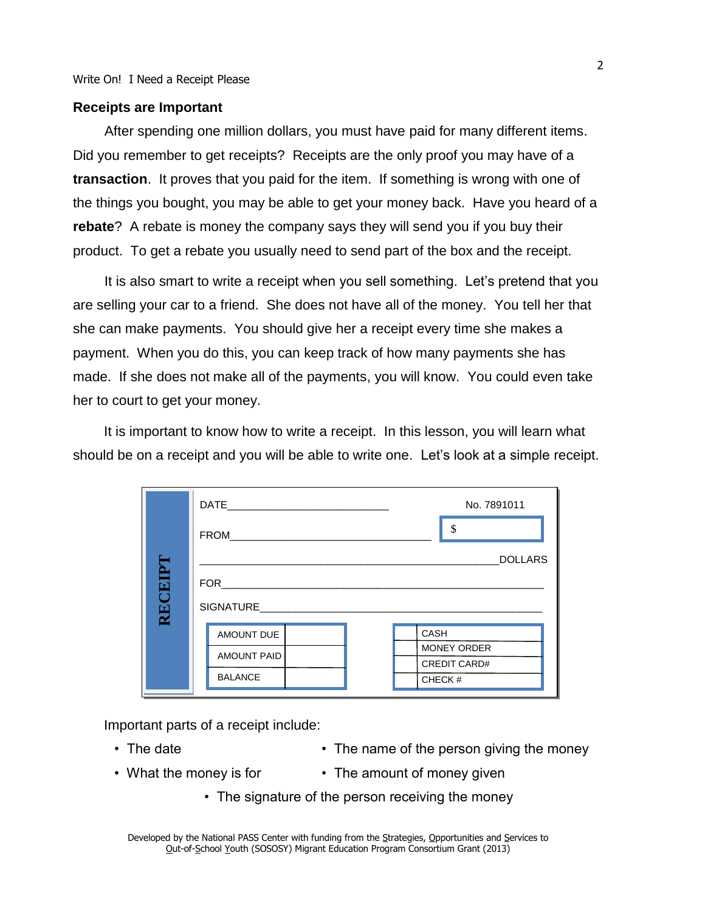## Receipts are Important

After spending one million dollars, you must have paid for many different items. Did you remember to get receipts? Receipts are the only proof you may have of a **transaction**. It proves that you paid for the item. If something is wrong with one of the things you bought, you may be able to get your money back. Have you heard of a **rebate**? A rebate is money the company says they will send you if you buy their product. To get a rebate you usually need to send part of the box and the receipt.

It is also smart to write a receipt when you sell something. Let's pretend that you are selling your car to a friend. She does not have all of the money. You tell her that she can make payments. You should give her a receipt every time she makes a payment. When you do this, you can keep track of how many payments she has made. If she does not make all of the payments, you will know. You could even take her to court to get your money.

It is important to know how to write a receipt. In this lesson, you will learn what should be on a receipt and you will be able to write one. Let's look at a simple receipt.

**RECEIPT**

DATE___________________________ No. 7891011

FROM_________________________________ $

______________________________________________ DOLLARS

FOR______________________________________________________

SIGNATURE_______________________________________________

| AMOUNT DUE | |
|---|---|
| AMOUNT PAID | |
| BALANCE | |

| | |
|---|---|
| | CASH |
| | MONEY ORDER |
| | CREDIT CARD# |
| | CHECK # |

Important parts of a receipt include:

- The date
- The name of the person giving the money
- What the money is for
- The amount of money given
- The signature of the person receiving the money

Developed by the National PASS Center with funding from the Strategies, Opportunities and Services to Out-of-School Youth (SOSOSY) Migrant Education Program Consortium Grant (2013)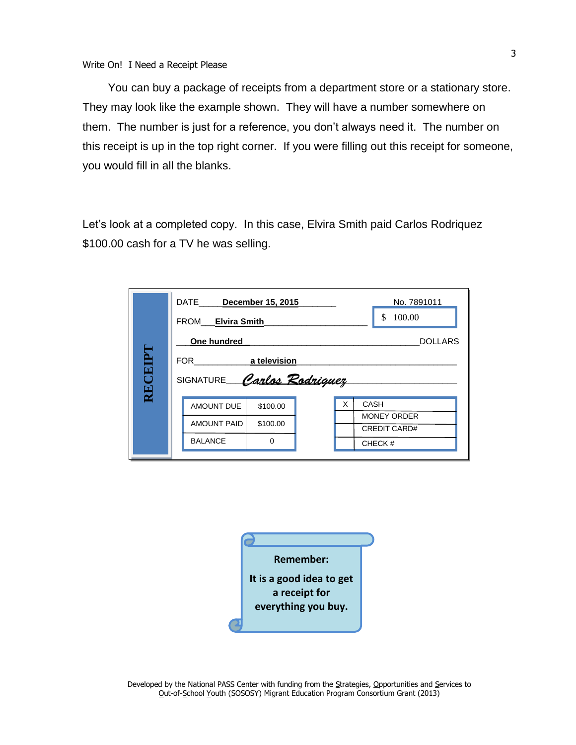You can buy a package of receipts from a department store or a stationary store. They may look like the example shown. They will have a number somewhere on them. The number is just for a reference, you don't always need it. The number on this receipt is up in the top right corner. If you were filling out this receipt for someone, you would fill in all the blanks.

Let's look at a completed copy. In this case, Elvira Smith paid Carlos Rodriquez $100.00 cash for a TV he was selling.

**RECEIPT**

DATE \_\_\_\_**December 15, 2015**\_\_\_\_\_\_\_ No. 7891011

FROM\_\_\_**Elvira Smith**\_\_\_\_\_\_\_\_\_\_\_\_\_\_\_\_\_\_\_\_ $ 100.00

\_\_\_**One hundred \_**\_\_\_\_\_\_\_\_\_\_\_\_\_\_\_\_\_\_\_\_\_\_\_\_\_\_\_\_\_\_\_DOLLARS

FOR\_\_\_\_\_\_\_\_\_\_\_\_**a television**\_\_\_\_\_\_\_\_\_\_\_\_\_\_\_\_\_\_\_\_\_\_\_\_\_\_\_\_\_

SIGNATURE\_\_*Carlos Rodriguez*\_\_\_\_\_\_\_\_\_\_\_\_\_\_\_\_\_\_\_\_\_\_\_

| | |
|---|---|
| AMOUNT DUE | $100.00 |
| AMOUNT PAID | $100.00 |
| BALANCE | 0 |

| | |
|---|---|
| X | CASH |
| | MONEY ORDER |
| | CREDIT CARD# |
| | CHECK # |

**Remember:**

**It is a good idea to get a receipt for everything you buy.**

Developed by the National PASS Center with funding from the Strategies, Opportunities and Services to Out-of-School Youth (SOSOSY) Migrant Education Program Consortium Grant (2013)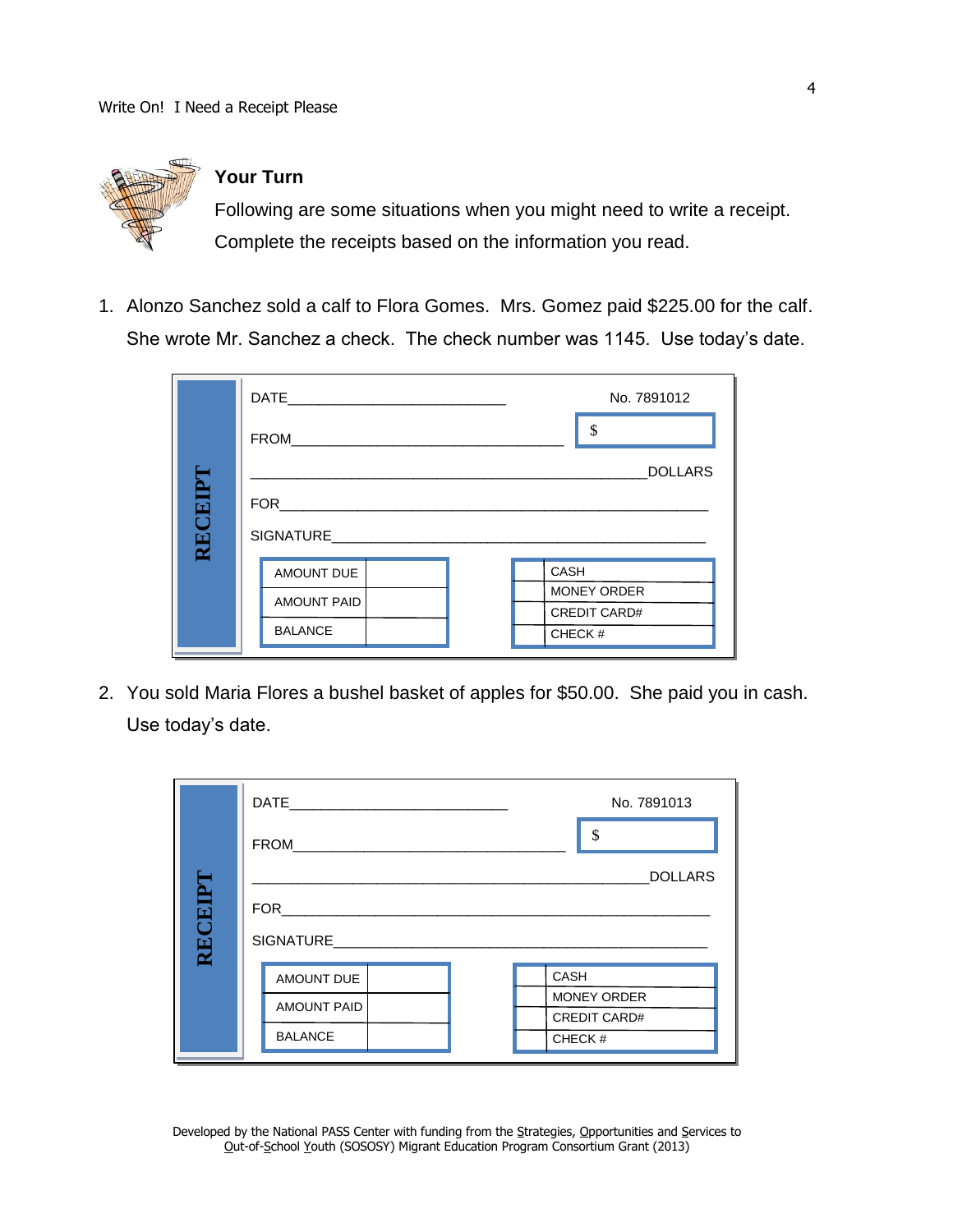### Your Turn

Following are some situations when you might need to write a receipt. Complete the receipts based on the information you read.

1. Alonzo Sanchez sold a calf to Flora Gomes. Mrs. Gomez paid $225.00 for the calf. She wrote Mr. Sanchez a check. The check number was 1145. Use today's date.

**RECEIPT**

DATE\_\_\_\_\_\_\_\_\_\_\_\_\_\_\_\_\_\_\_\_\_\_\_\_\_\_\_ No. 7891012

FROM\_\_\_\_\_\_\_\_\_\_\_\_\_\_\_\_\_\_\_\_\_\_\_\_\_\_\_\_\_\_\_\_\_\_ $

\_\_\_\_\_\_\_\_\_\_\_\_\_\_\_\_\_\_\_\_\_\_\_\_\_\_\_\_\_\_\_\_\_\_\_\_\_\_\_\_\_\_\_\_\_\_\_\_\_DOLLARS

FOR\_\_\_\_\_\_\_\_\_\_\_\_\_\_\_\_\_\_\_\_\_\_\_\_\_\_\_\_\_\_\_\_\_\_\_\_\_\_\_\_\_\_\_\_\_\_\_\_\_\_\_\_\_\_

SIGNATURE\_\_\_\_\_\_\_\_\_\_\_\_\_\_\_\_\_\_\_\_\_\_\_\_\_\_\_\_\_\_\_\_\_\_\_\_\_\_\_\_\_\_\_\_\_\_\_

| | |
|---|---|
| AMOUNT DUE | |
| AMOUNT PAID | |
| BALANCE | |

| | |
|---|---|
| | CASH |
| | MONEY ORDER |
| | CREDIT CARD# |
| | CHECK # |

2. You sold Maria Flores a bushel basket of apples for $50.00. She paid you in cash. Use today's date.

**RECEIPT**

DATE\_\_\_\_\_\_\_\_\_\_\_\_\_\_\_\_\_\_\_\_\_\_\_\_\_\_\_ No. 7891013

FROM\_\_\_\_\_\_\_\_\_\_\_\_\_\_\_\_\_\_\_\_\_\_\_\_\_\_\_\_\_\_\_\_\_\_ $

\_\_\_\_\_\_\_\_\_\_\_\_\_\_\_\_\_\_\_\_\_\_\_\_\_\_\_\_\_\_\_\_\_\_\_\_\_\_\_\_\_\_\_\_\_\_\_\_\_DOLLARS

FOR\_\_\_\_\_\_\_\_\_\_\_\_\_\_\_\_\_\_\_\_\_\_\_\_\_\_\_\_\_\_\_\_\_\_\_\_\_\_\_\_\_\_\_\_\_\_\_\_\_\_\_\_\_\_

SIGNATURE\_\_\_\_\_\_\_\_\_\_\_\_\_\_\_\_\_\_\_\_\_\_\_\_\_\_\_\_\_\_\_\_\_\_\_\_\_\_\_\_\_\_\_\_\_\_\_

| | |
|---|---|
| AMOUNT DUE | |
| AMOUNT PAID | |
| BALANCE | |

| | |
|---|---|
| | CASH |
| | MONEY ORDER |
| | CREDIT CARD# |
| | CHECK # |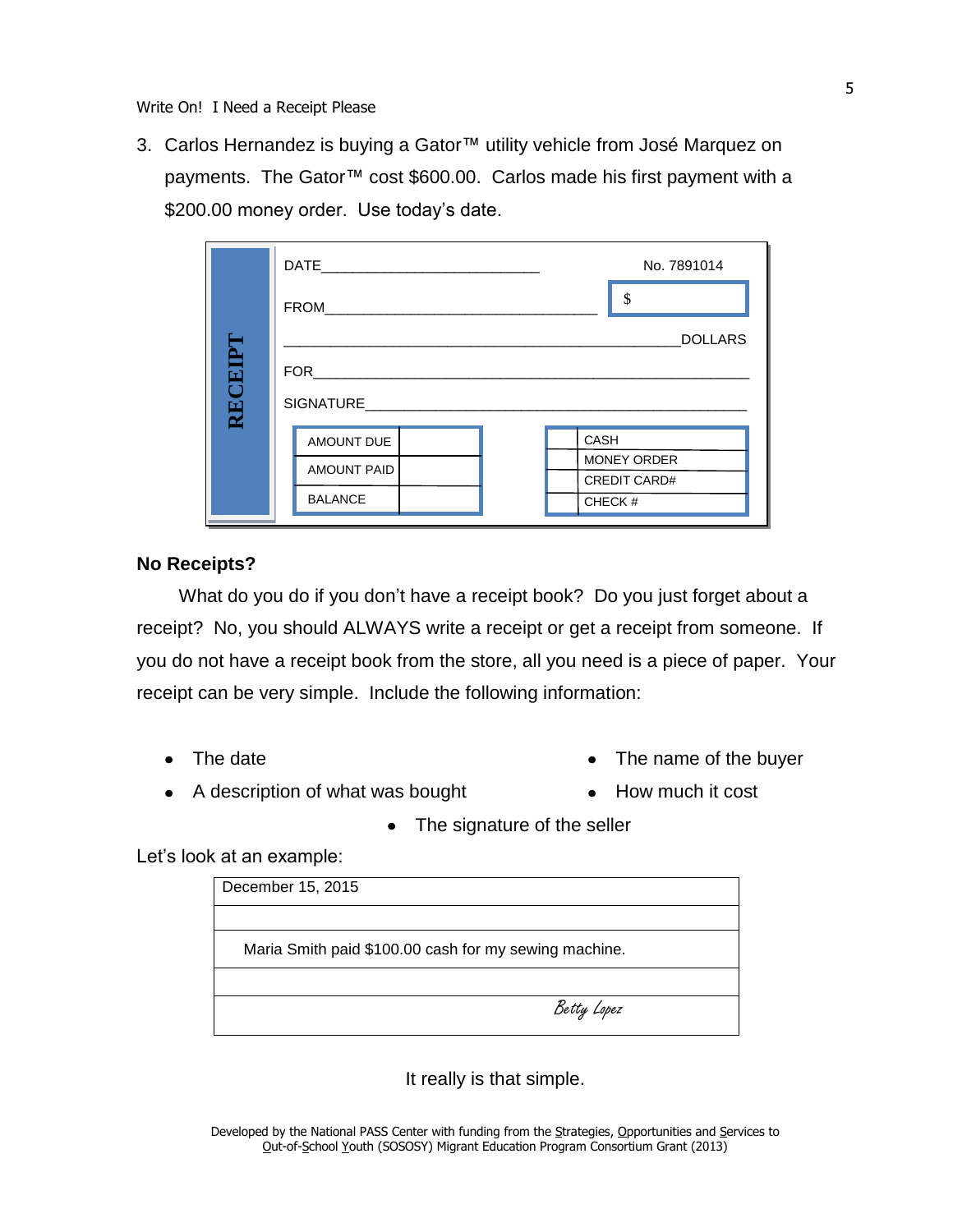3. Carlos Hernandez is buying a Gator™ utility vehicle from José Marquez on payments. The Gator™ cost $600.00. Carlos made his first payment with a $200.00 money order. Use today's date.

**RECEIPT**

DATE___________________________ No. 7891014

FROM_________________________________ $

_________________________________________________DOLLARS

FOR______________________________________________________

SIGNATURE_________________________________________________

| AMOUNT DUE | |
|---|---|
| AMOUNT PAID | |
| BALANCE | |

| | |
|---|---|
| | CASH |
| | MONEY ORDER |
| | CREDIT CARD# |
| | CHECK # |

### No Receipts?

What do you do if you don't have a receipt book? Do you just forget about a receipt? No, you should ALWAYS write a receipt or get a receipt from someone. If you do not have a receipt book from the store, all you need is a piece of paper. Your receipt can be very simple. Include the following information:

- The date
- The name of the buyer
- A description of what was bought
- How much it cost
- The signature of the seller

Let's look at an example:

| December 15, 2015 |
|---|
| |
| Maria Smith paid $100.00 cash for my sewing machine. |
| |
| *Betty Lopez* |

It really is that simple.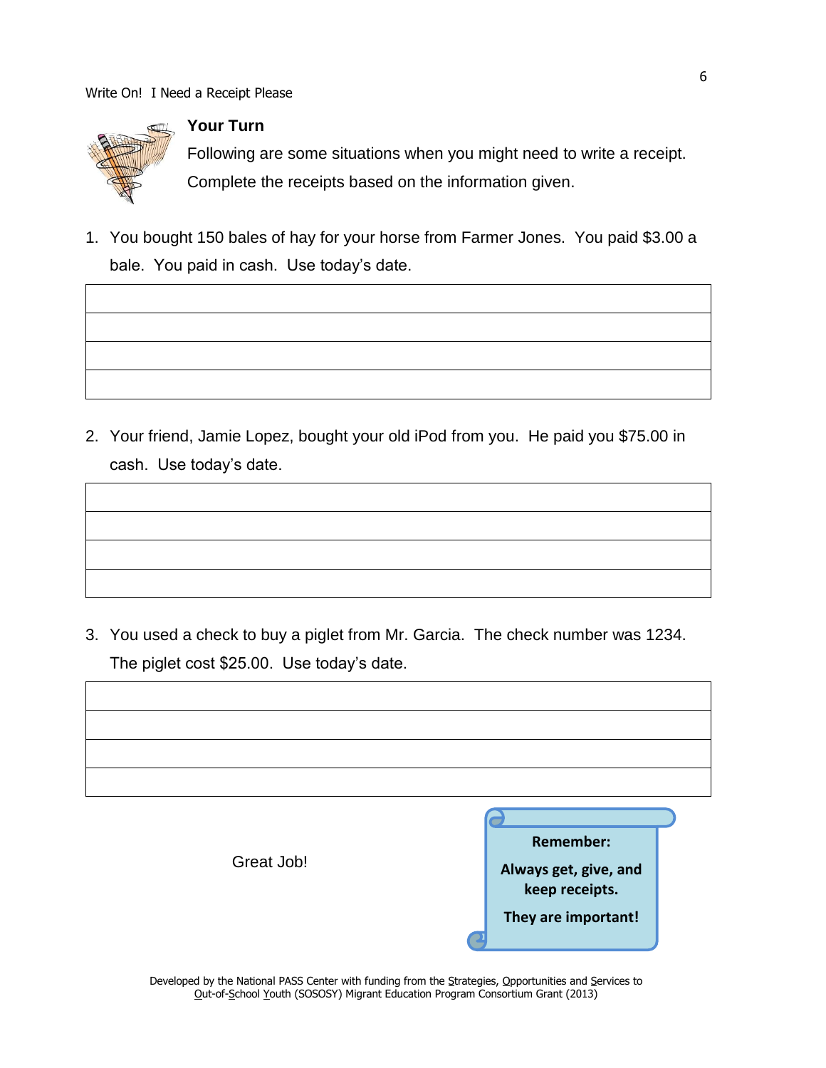## Your Turn

Following are some situations when you might need to write a receipt. Complete the receipts based on the information given.

1. You bought 150 bales of hay for your horse from Farmer Jones. You paid $3.00 a bale. You paid in cash. Use today's date.

| |
|---|
| |
| |
| |

2. Your friend, Jamie Lopez, bought your old iPod from you. He paid you $75.00 in cash. Use today's date.

| |
|---|
| |
| |
| |

3. You used a check to buy a piglet from Mr. Garcia. The check number was 1234. The piglet cost $25.00. Use today's date.

| |
|---|
| |
| |
| |

Great Job!

**Remember:**

**Always get, give, and keep receipts.**

**They are important!**

Developed by the National PASS Center with funding from the Strategies, Opportunities and Services to Out-of-School Youth (SOSOSY) Migrant Education Program Consortium Grant (2013)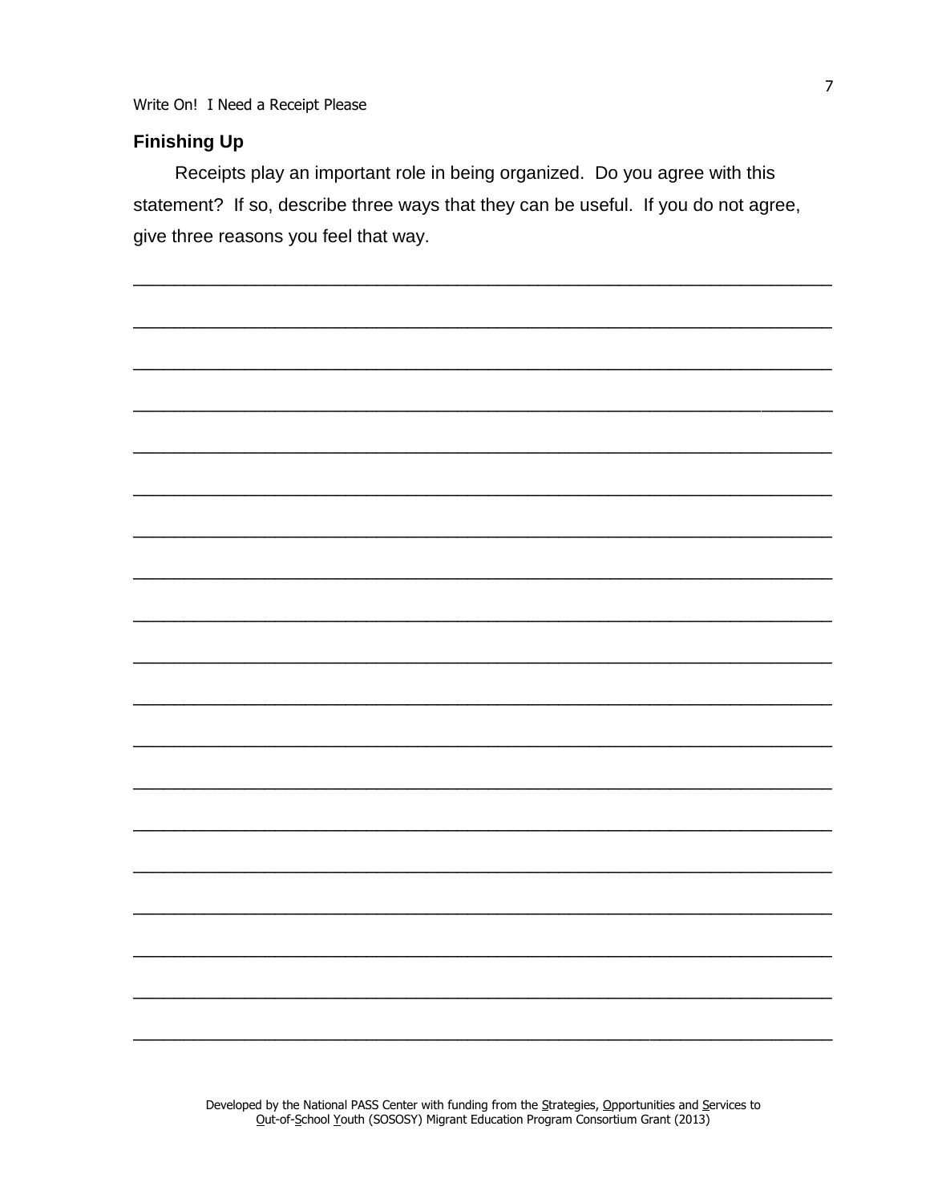## Finishing Up

Receipts play an important role in being organized. Do you agree with this statement? If so, describe three ways that they can be useful. If you do not agree, give three reasons you feel that way.

______________________________________________________________________

______________________________________________________________________

______________________________________________________________________

______________________________________________________________________

______________________________________________________________________

______________________________________________________________________

______________________________________________________________________

______________________________________________________________________

______________________________________________________________________

______________________________________________________________________

______________________________________________________________________

______________________________________________________________________

______________________________________________________________________

______________________________________________________________________

______________________________________________________________________

______________________________________________________________________

______________________________________________________________________

______________________________________________________________________

______________________________________________________________________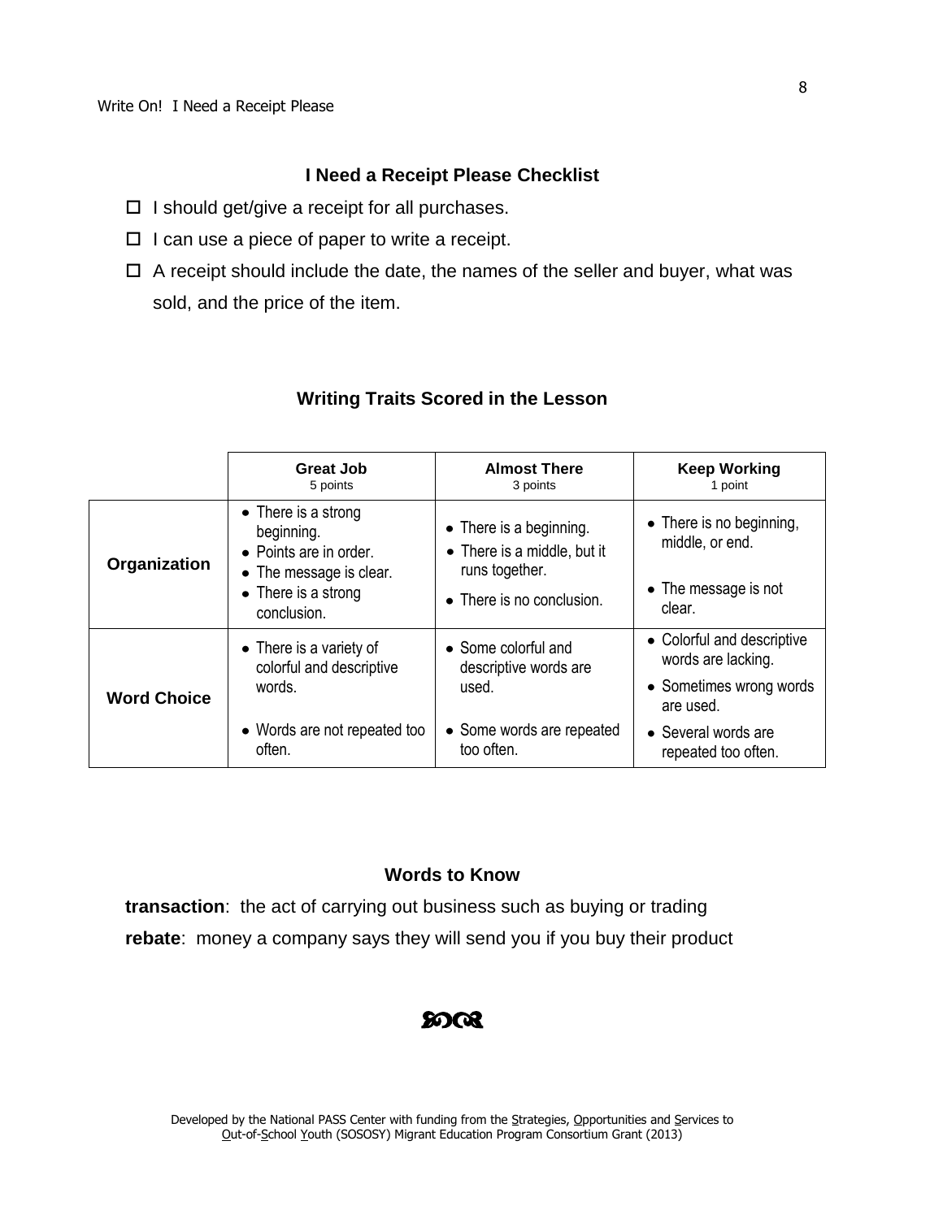### I Need a Receipt Please Checklist

- ☐ I should get/give a receipt for all purchases.
- ☐ I can use a piece of paper to write a receipt.
- ☐ A receipt should include the date, the names of the seller and buyer, what was sold, and the price of the item.

### Writing Traits Scored in the Lesson

| | **Great Job** 5 points | **Almost There** 3 points | **Keep Working** 1 point |
|---|---|---|---|
| **Organization** | • There is a strong beginning.<br>• Points are in order.<br>• The message is clear.<br>• There is a strong conclusion. | • There is a beginning.<br>• There is a middle, but it runs together.<br>• There is no conclusion. | • There is no beginning, middle, or end.<br>• The message is not clear. |
| **Word Choice** | • There is a variety of colorful and descriptive words.<br>• Words are not repeated too often. | • Some colorful and descriptive words are used.<br>• Some words are repeated too often. | • Colorful and descriptive words are lacking.<br>• Sometimes wrong words are used.<br>• Several words are repeated too often. |

### Words to Know

**transaction**: the act of carrying out business such as buying or trading

**rebate**: money a company says they will send you if you buy their product

Developed by the National PASS Center with funding from the Strategies, Opportunities and Services to Out-of-School Youth (SOSOSY) Migrant Education Program Consortium Grant (2013)